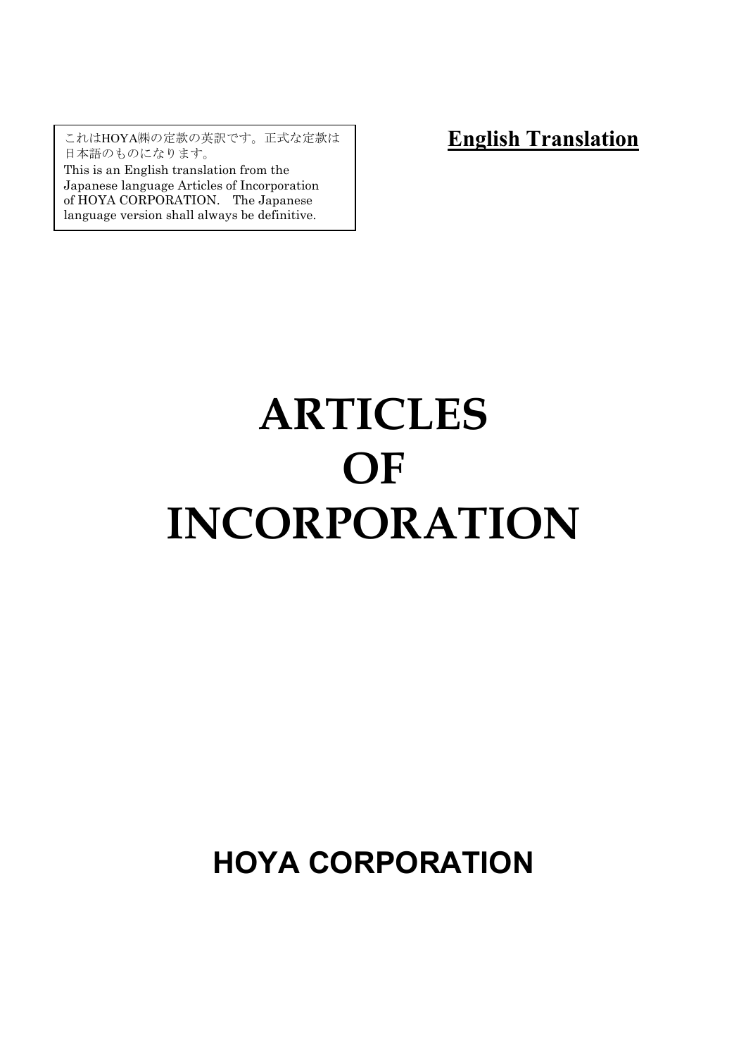これはHOYA㈱の定款の英訳です。正式な定款は日本語のものになります。
This is an English translation from the Japanese language Articles of Incorporation of HOYA CORPORATION.　The Japanese language version shall always be definitive.

**English Translation**

# ARTICLES OF INCORPORATION

## HOYA CORPORATION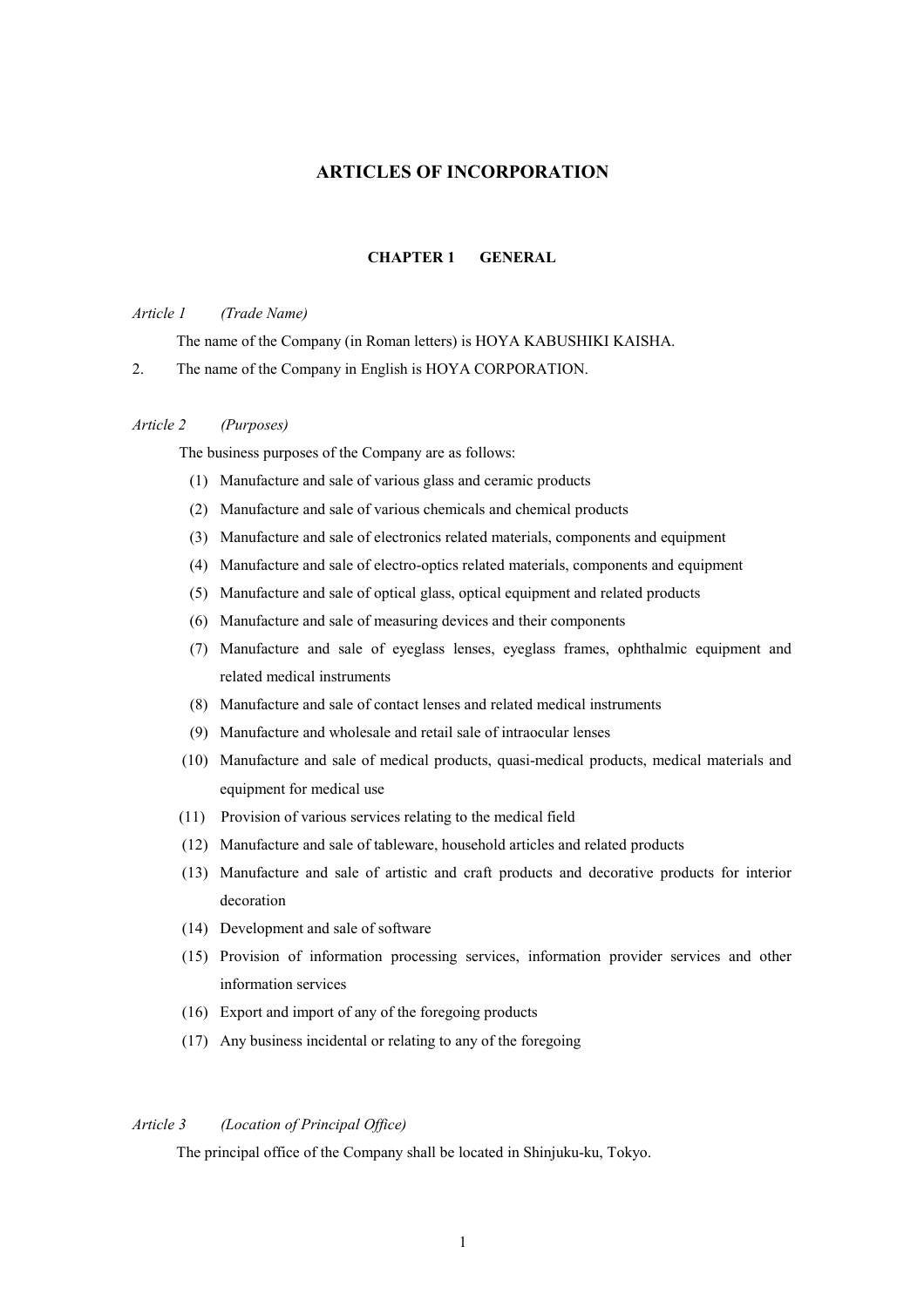# ARTICLES OF INCORPORATION

## CHAPTER 1 GENERAL

*Article 1 (Trade Name)*

The name of the Company (in Roman letters) is HOYA KABUSHIKI KAISHA.

2. The name of the Company in English is HOYA CORPORATION.

*Article 2 (Purposes)*

The business purposes of the Company are as follows:

(1) Manufacture and sale of various glass and ceramic products

(2) Manufacture and sale of various chemicals and chemical products

(3) Manufacture and sale of electronics related materials, components and equipment

(4) Manufacture and sale of electro-optics related materials, components and equipment

(5) Manufacture and sale of optical glass, optical equipment and related products

(6) Manufacture and sale of measuring devices and their components

(7) Manufacture and sale of eyeglass lenses, eyeglass frames, ophthalmic equipment and related medical instruments

(8) Manufacture and sale of contact lenses and related medical instruments

(9) Manufacture and wholesale and retail sale of intraocular lenses

(10) Manufacture and sale of medical products, quasi-medical products, medical materials and equipment for medical use

(11) Provision of various services relating to the medical field

(12) Manufacture and sale of tableware, household articles and related products

(13) Manufacture and sale of artistic and craft products and decorative products for interior decoration

(14) Development and sale of software

(15) Provision of information processing services, information provider services and other information services

(16) Export and import of any of the foregoing products

(17) Any business incidental or relating to any of the foregoing

*Article 3 (Location of Principal Office)*

The principal office of the Company shall be located in Shinjuku-ku, Tokyo.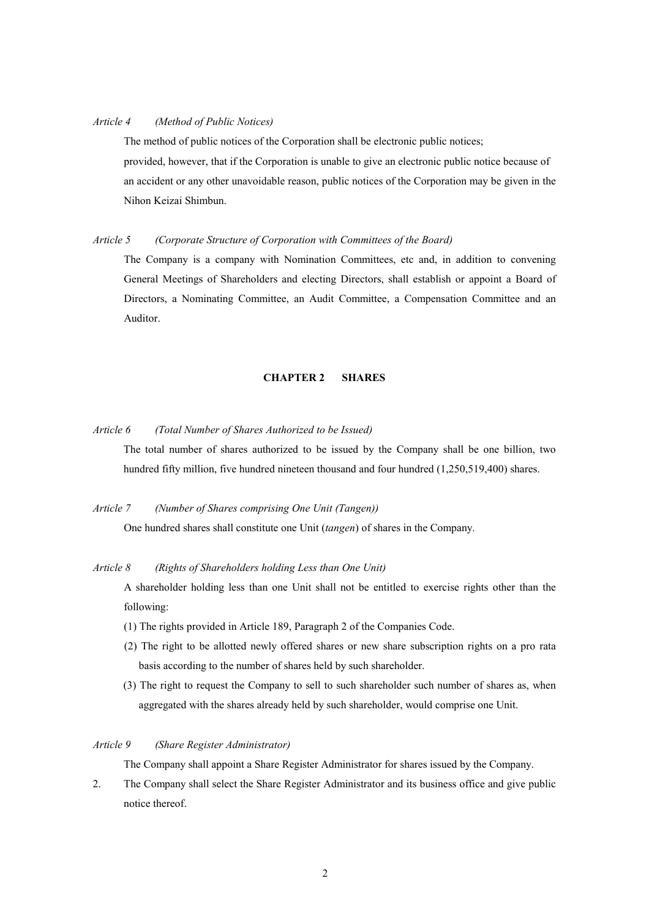*Article 4 (Method of Public Notices)*

The method of public notices of the Corporation shall be electronic public notices; provided, however, that if the Corporation is unable to give an electronic public notice because of an accident or any other unavoidable reason, public notices of the Corporation may be given in the Nihon Keizai Shimbun.

*Article 5 (Corporate Structure of Corporation with Committees of the Board)*

The Company is a company with Nomination Committees, etc and, in addition to convening General Meetings of Shareholders and electing Directors, shall establish or appoint a Board of Directors, a Nominating Committee, an Audit Committee, a Compensation Committee and an Auditor.

## CHAPTER 2 SHARES

*Article 6 (Total Number of Shares Authorized to be Issued)*

The total number of shares authorized to be issued by the Company shall be one billion, two hundred fifty million, five hundred nineteen thousand and four hundred (1,250,519,400) shares.

*Article 7 (Number of Shares comprising One Unit (Tangen))*

One hundred shares shall constitute one Unit (*tangen*) of shares in the Company.

*Article 8 (Rights of Shareholders holding Less than One Unit)*

A shareholder holding less than one Unit shall not be entitled to exercise rights other than the following:

(1) The rights provided in Article 189, Paragraph 2 of the Companies Code.

(2) The right to be allotted newly offered shares or new share subscription rights on a pro rata basis according to the number of shares held by such shareholder.

(3) The right to request the Company to sell to such shareholder such number of shares as, when aggregated with the shares already held by such shareholder, would comprise one Unit.

*Article 9 (Share Register Administrator)*

The Company shall appoint a Share Register Administrator for shares issued by the Company.

2. The Company shall select the Share Register Administrator and its business office and give public notice thereof.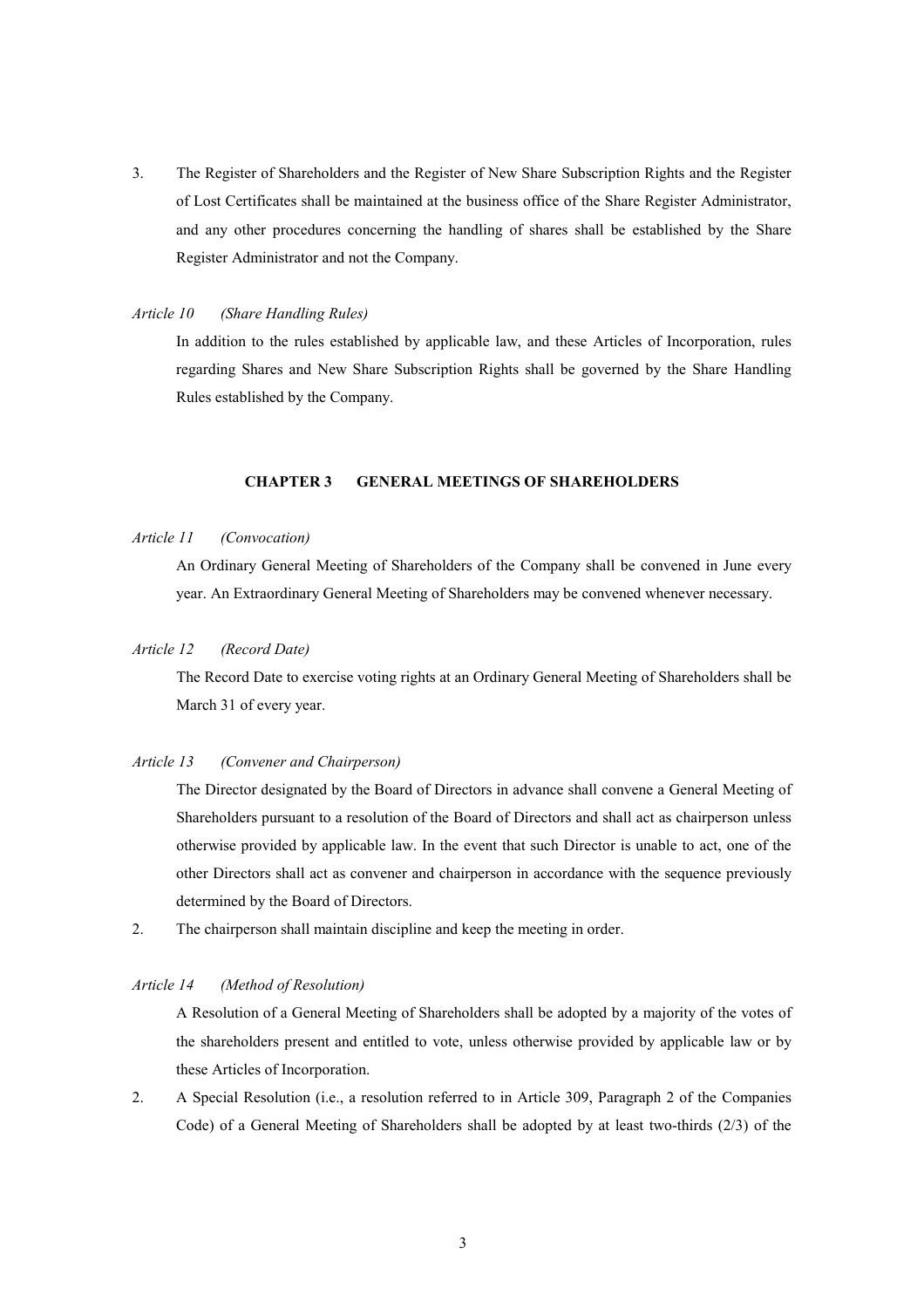3. The Register of Shareholders and the Register of New Share Subscription Rights and the Register of Lost Certificates shall be maintained at the business office of the Share Register Administrator, and any other procedures concerning the handling of shares shall be established by the Share Register Administrator and not the Company.

*Article 10 (Share Handling Rules)*

In addition to the rules established by applicable law, and these Articles of Incorporation, rules regarding Shares and New Share Subscription Rights shall be governed by the Share Handling Rules established by the Company.

## CHAPTER 3 GENERAL MEETINGS OF SHAREHOLDERS

*Article 11 (Convocation)*

An Ordinary General Meeting of Shareholders of the Company shall be convened in June every year. An Extraordinary General Meeting of Shareholders may be convened whenever necessary.

*Article 12 (Record Date)*

The Record Date to exercise voting rights at an Ordinary General Meeting of Shareholders shall be March 31 of every year.

*Article 13 (Convener and Chairperson)*

The Director designated by the Board of Directors in advance shall convene a General Meeting of Shareholders pursuant to a resolution of the Board of Directors and shall act as chairperson unless otherwise provided by applicable law. In the event that such Director is unable to act, one of the other Directors shall act as convener and chairperson in accordance with the sequence previously determined by the Board of Directors.

2. The chairperson shall maintain discipline and keep the meeting in order.

*Article 14 (Method of Resolution)*

A Resolution of a General Meeting of Shareholders shall be adopted by a majority of the votes of the shareholders present and entitled to vote, unless otherwise provided by applicable law or by these Articles of Incorporation.

2. A Special Resolution (i.e., a resolution referred to in Article 309, Paragraph 2 of the Companies Code) of a General Meeting of Shareholders shall be adopted by at least two-thirds (2/3) of the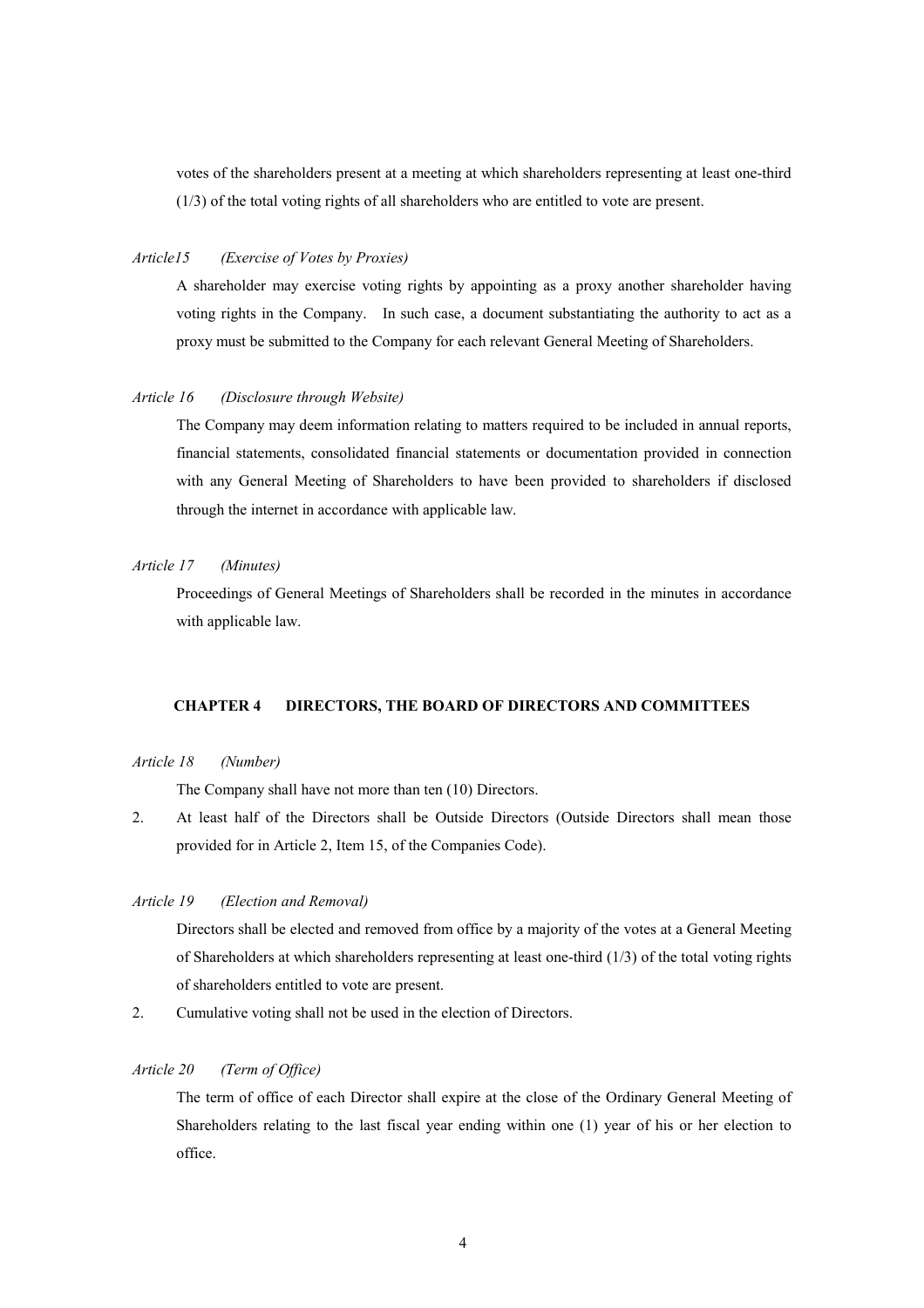votes of the shareholders present at a meeting at which shareholders representing at least one-third (1/3) of the total voting rights of all shareholders who are entitled to vote are present.

*Article15 (Exercise of Votes by Proxies)*

A shareholder may exercise voting rights by appointing as a proxy another shareholder having voting rights in the Company. In such case, a document substantiating the authority to act as a proxy must be submitted to the Company for each relevant General Meeting of Shareholders.

*Article 16 (Disclosure through Website)*

The Company may deem information relating to matters required to be included in annual reports, financial statements, consolidated financial statements or documentation provided in connection with any General Meeting of Shareholders to have been provided to shareholders if disclosed through the internet in accordance with applicable law.

*Article 17 (Minutes)*

Proceedings of General Meetings of Shareholders shall be recorded in the minutes in accordance with applicable law.

## CHAPTER 4 DIRECTORS, THE BOARD OF DIRECTORS AND COMMITTEES

*Article 18 (Number)*

The Company shall have not more than ten (10) Directors.

2. At least half of the Directors shall be Outside Directors (Outside Directors shall mean those provided for in Article 2, Item 15, of the Companies Code).

*Article 19 (Election and Removal)*

Directors shall be elected and removed from office by a majority of the votes at a General Meeting of Shareholders at which shareholders representing at least one-third (1/3) of the total voting rights of shareholders entitled to vote are present.

2. Cumulative voting shall not be used in the election of Directors.

*Article 20 (Term of Office)*

The term of office of each Director shall expire at the close of the Ordinary General Meeting of Shareholders relating to the last fiscal year ending within one (1) year of his or her election to office.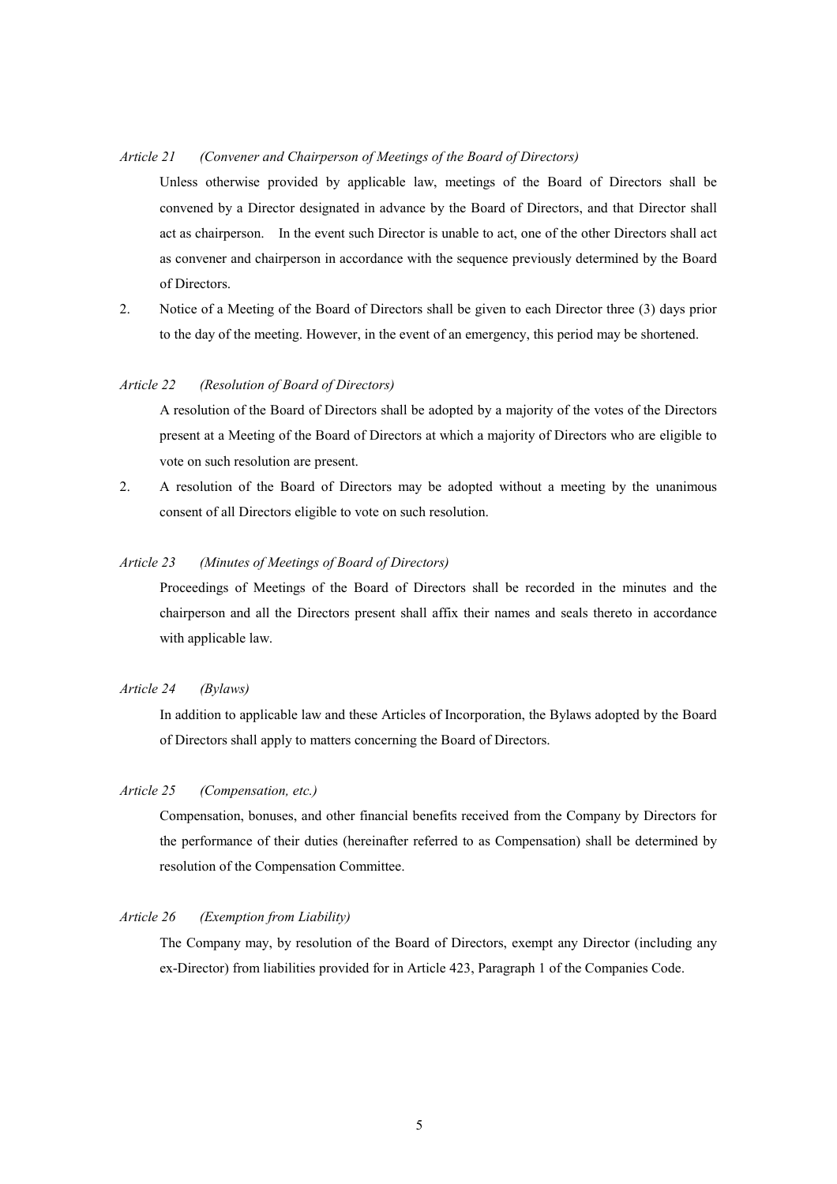*Article 21 (Convener and Chairperson of Meetings of the Board of Directors)*

Unless otherwise provided by applicable law, meetings of the Board of Directors shall be convened by a Director designated in advance by the Board of Directors, and that Director shall act as chairperson. In the event such Director is unable to act, one of the other Directors shall act as convener and chairperson in accordance with the sequence previously determined by the Board of Directors.

2. Notice of a Meeting of the Board of Directors shall be given to each Director three (3) days prior to the day of the meeting. However, in the event of an emergency, this period may be shortened.

*Article 22 (Resolution of Board of Directors)*

A resolution of the Board of Directors shall be adopted by a majority of the votes of the Directors present at a Meeting of the Board of Directors at which a majority of Directors who are eligible to vote on such resolution are present.

2. A resolution of the Board of Directors may be adopted without a meeting by the unanimous consent of all Directors eligible to vote on such resolution.

*Article 23 (Minutes of Meetings of Board of Directors)*

Proceedings of Meetings of the Board of Directors shall be recorded in the minutes and the chairperson and all the Directors present shall affix their names and seals thereto in accordance with applicable law.

*Article 24 (Bylaws)*

In addition to applicable law and these Articles of Incorporation, the Bylaws adopted by the Board of Directors shall apply to matters concerning the Board of Directors.

*Article 25 (Compensation, etc.)*

Compensation, bonuses, and other financial benefits received from the Company by Directors for the performance of their duties (hereinafter referred to as Compensation) shall be determined by resolution of the Compensation Committee.

*Article 26 (Exemption from Liability)*

The Company may, by resolution of the Board of Directors, exempt any Director (including any ex-Director) from liabilities provided for in Article 423, Paragraph 1 of the Companies Code.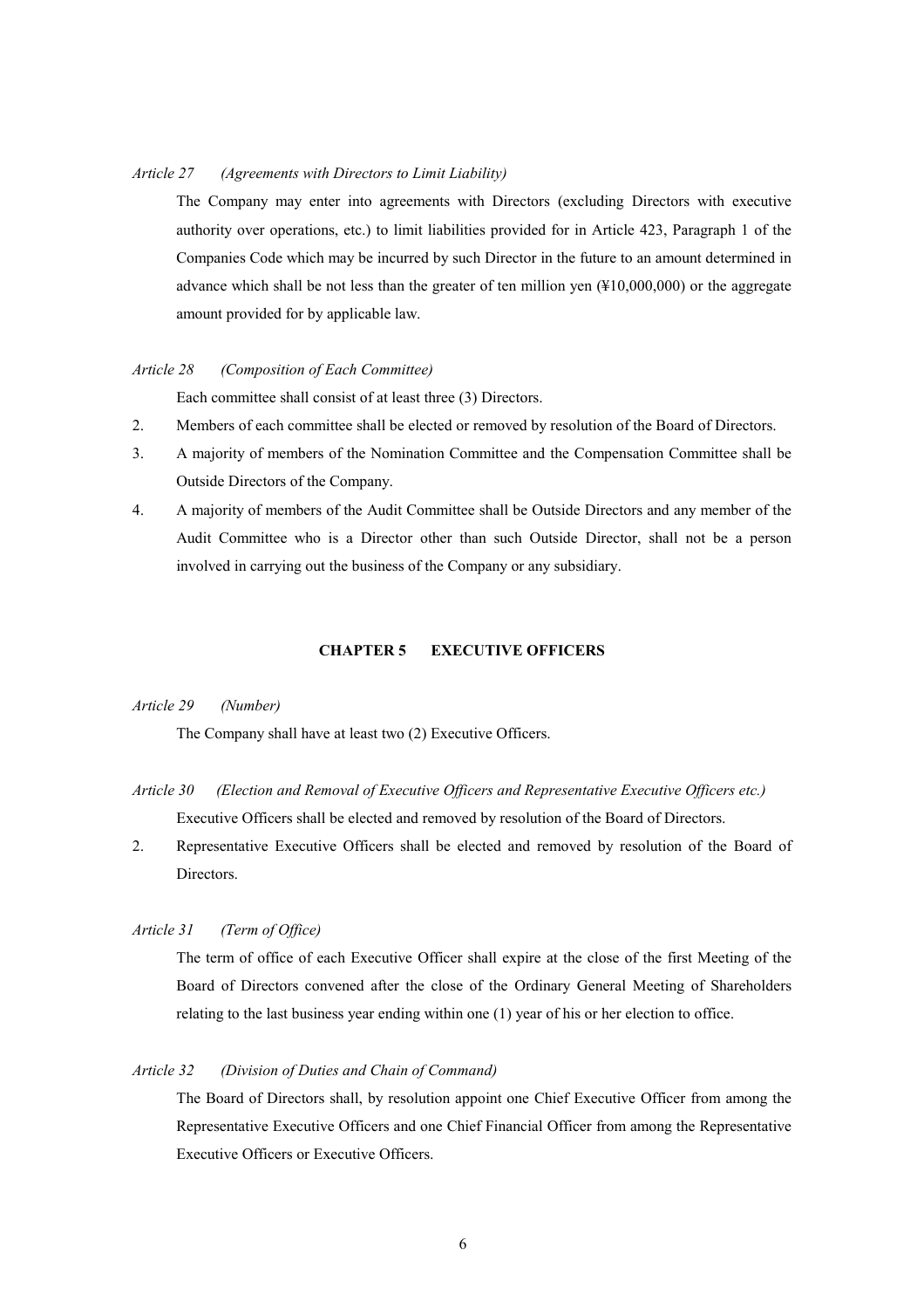*Article 27 (Agreements with Directors to Limit Liability)*

The Company may enter into agreements with Directors (excluding Directors with executive authority over operations, etc.) to limit liabilities provided for in Article 423, Paragraph 1 of the Companies Code which may be incurred by such Director in the future to an amount determined in advance which shall be not less than the greater of ten million yen (¥10,000,000) or the aggregate amount provided for by applicable law.

*Article 28 (Composition of Each Committee)*

Each committee shall consist of at least three (3) Directors.

2. Members of each committee shall be elected or removed by resolution of the Board of Directors.
3. A majority of members of the Nomination Committee and the Compensation Committee shall be Outside Directors of the Company.
4. A majority of members of the Audit Committee shall be Outside Directors and any member of the Audit Committee who is a Director other than such Outside Director, shall not be a person involved in carrying out the business of the Company or any subsidiary.

## CHAPTER 5 EXECUTIVE OFFICERS

*Article 29 (Number)*

The Company shall have at least two (2) Executive Officers.

*Article 30 (Election and Removal of Executive Officers and Representative Executive Officers etc.)*

Executive Officers shall be elected and removed by resolution of the Board of Directors.

2. Representative Executive Officers shall be elected and removed by resolution of the Board of Directors.

*Article 31 (Term of Office)*

The term of office of each Executive Officer shall expire at the close of the first Meeting of the Board of Directors convened after the close of the Ordinary General Meeting of Shareholders relating to the last business year ending within one (1) year of his or her election to office.

*Article 32 (Division of Duties and Chain of Command)*

The Board of Directors shall, by resolution appoint one Chief Executive Officer from among the Representative Executive Officers and one Chief Financial Officer from among the Representative Executive Officers or Executive Officers.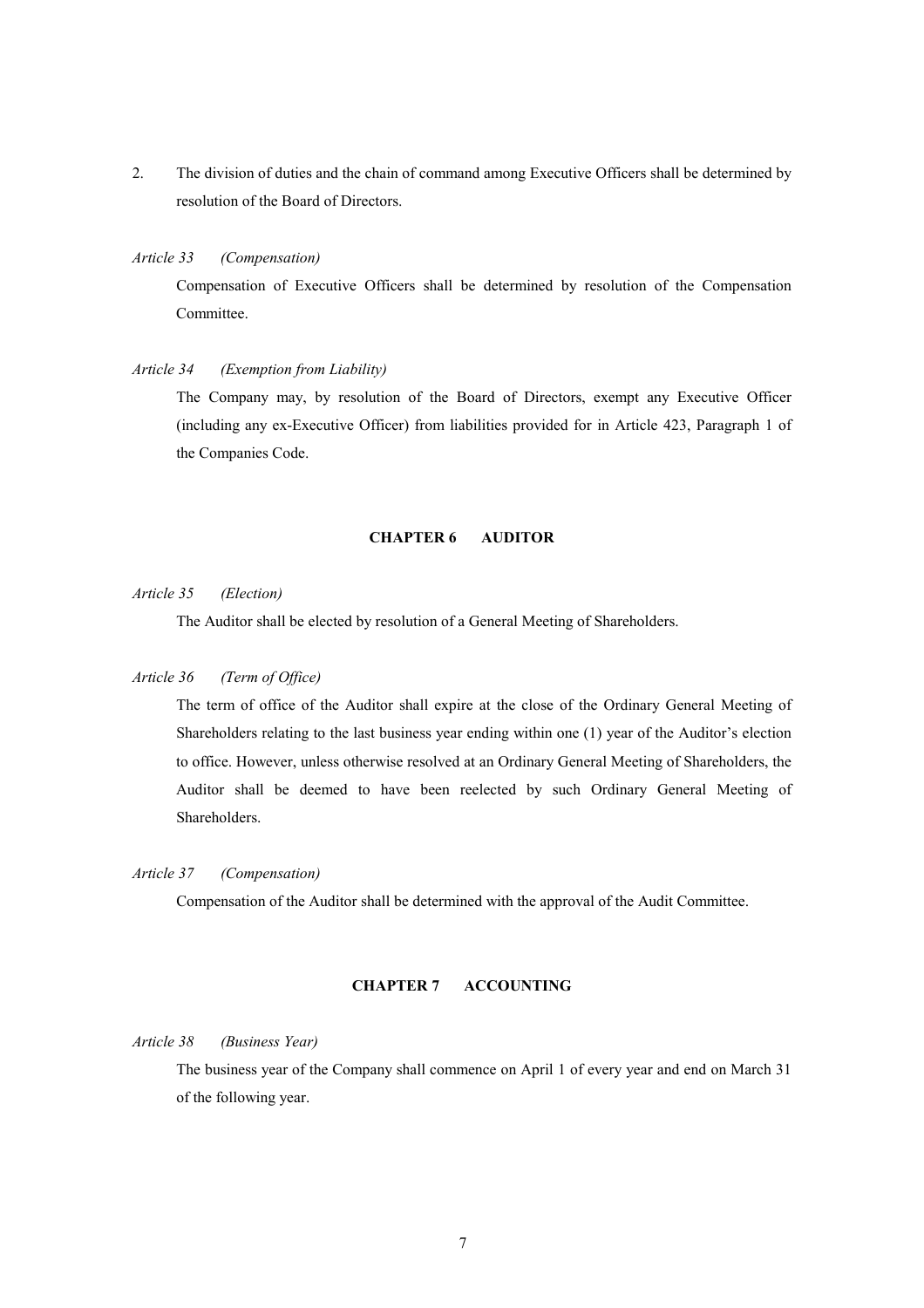2. The division of duties and the chain of command among Executive Officers shall be determined by resolution of the Board of Directors.

*Article 33 (Compensation)*

Compensation of Executive Officers shall be determined by resolution of the Compensation Committee.

*Article 34 (Exemption from Liability)*

The Company may, by resolution of the Board of Directors, exempt any Executive Officer (including any ex-Executive Officer) from liabilities provided for in Article 423, Paragraph 1 of the Companies Code.

## CHAPTER 6 AUDITOR

*Article 35 (Election)*

The Auditor shall be elected by resolution of a General Meeting of Shareholders.

*Article 36 (Term of Office)*

The term of office of the Auditor shall expire at the close of the Ordinary General Meeting of Shareholders relating to the last business year ending within one (1) year of the Auditor's election to office. However, unless otherwise resolved at an Ordinary General Meeting of Shareholders, the Auditor shall be deemed to have been reelected by such Ordinary General Meeting of Shareholders.

*Article 37 (Compensation)*

Compensation of the Auditor shall be determined with the approval of the Audit Committee.

## CHAPTER 7 ACCOUNTING

*Article 38 (Business Year)*

The business year of the Company shall commence on April 1 of every year and end on March 31 of the following year.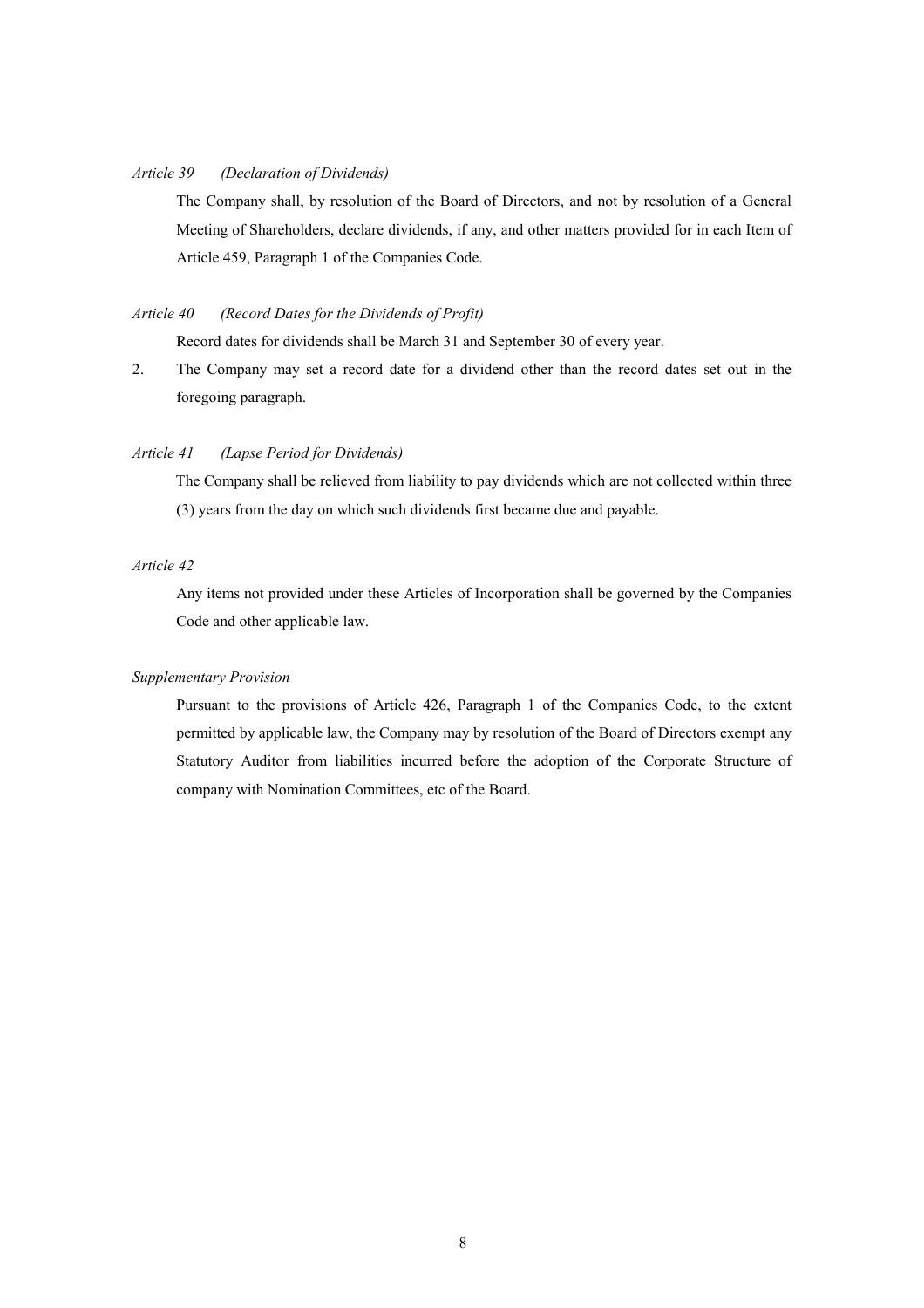*Article 39 (Declaration of Dividends)*

The Company shall, by resolution of the Board of Directors, and not by resolution of a General Meeting of Shareholders, declare dividends, if any, and other matters provided for in each Item of Article 459, Paragraph 1 of the Companies Code.

*Article 40 (Record Dates for the Dividends of Profit)*

Record dates for dividends shall be March 31 and September 30 of every year.

2. The Company may set a record date for a dividend other than the record dates set out in the foregoing paragraph.

*Article 41 (Lapse Period for Dividends)*

The Company shall be relieved from liability to pay dividends which are not collected within three (3) years from the day on which such dividends first became due and payable.

*Article 42*

Any items not provided under these Articles of Incorporation shall be governed by the Companies Code and other applicable law.

*Supplementary Provision*

Pursuant to the provisions of Article 426, Paragraph 1 of the Companies Code, to the extent permitted by applicable law, the Company may by resolution of the Board of Directors exempt any Statutory Auditor from liabilities incurred before the adoption of the Corporate Structure of company with Nomination Committees, etc of the Board.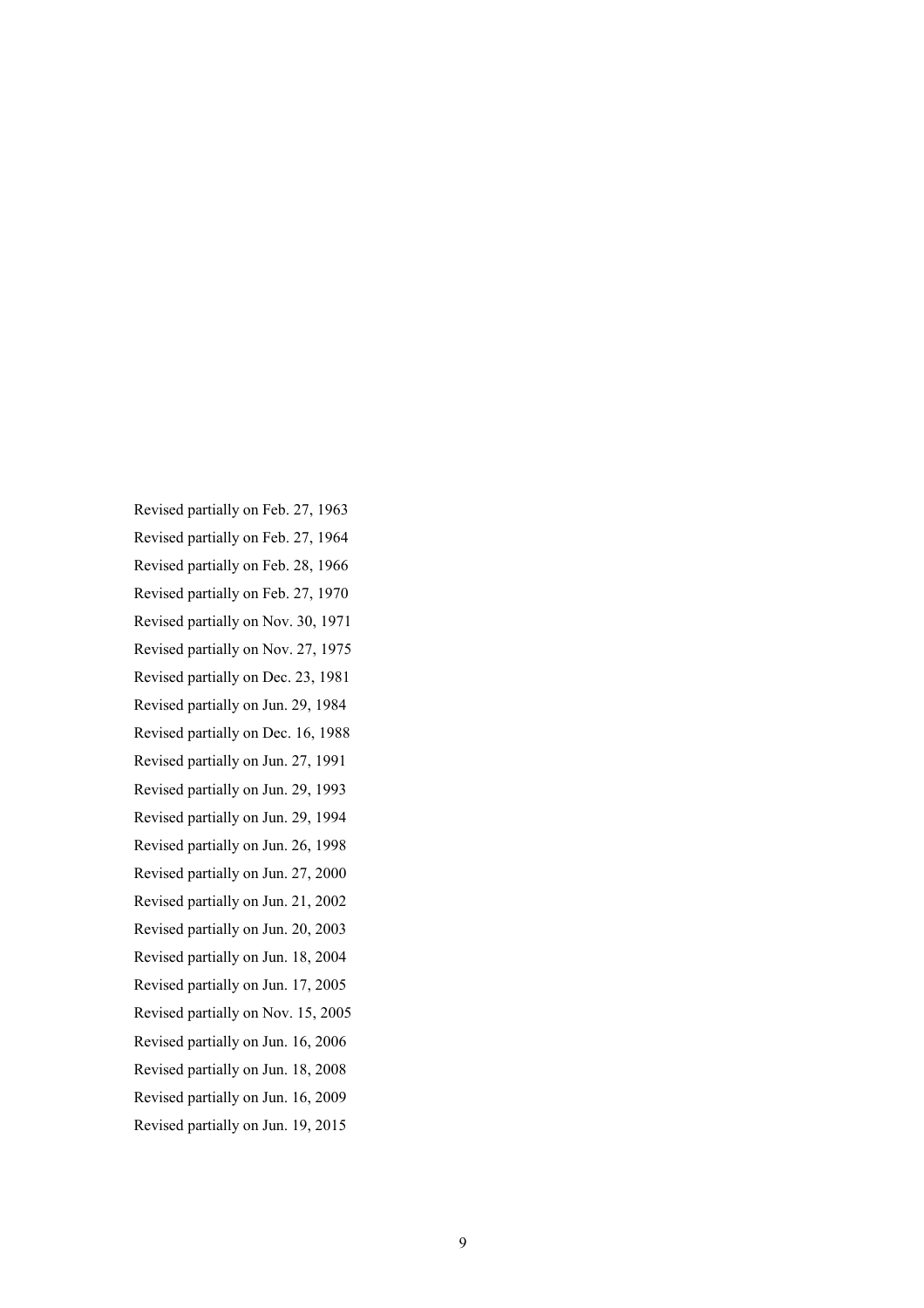Revised partially on Feb. 27, 1963

Revised partially on Feb. 27, 1964

Revised partially on Feb. 28, 1966

Revised partially on Feb. 27, 1970

Revised partially on Nov. 30, 1971

Revised partially on Nov. 27, 1975

Revised partially on Dec. 23, 1981

Revised partially on Jun. 29, 1984

Revised partially on Dec. 16, 1988

Revised partially on Jun. 27, 1991

Revised partially on Jun. 29, 1993

Revised partially on Jun. 29, 1994

Revised partially on Jun. 26, 1998

Revised partially on Jun. 27, 2000

Revised partially on Jun. 21, 2002

Revised partially on Jun. 20, 2003

Revised partially on Jun. 18, 2004

Revised partially on Jun. 17, 2005

Revised partially on Nov. 15, 2005

Revised partially on Jun. 16, 2006

Revised partially on Jun. 18, 2008

Revised partially on Jun. 16, 2009

Revised partially on Jun. 19, 2015